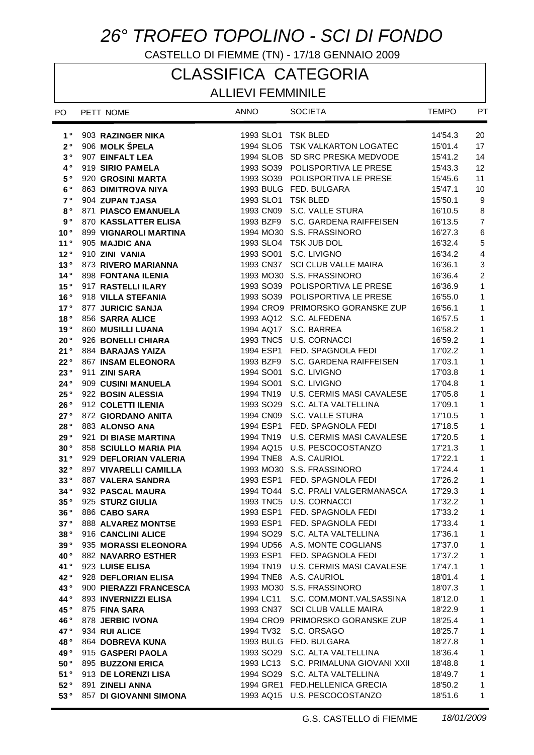# 26° TROFEO TOPOLINO - SCI DI FONDO

CASTELLO DI FIEMME (TN) - 17/18 GENNAIO 2009

## CLASSIFICA CATEGORIA

### ALLIEVI FEMMINILE

| PO | PETT | NOME | ANNO | | SOCIETA | TEMPO | PT |
|---|---|---|---|---|---|---|---|
| 1° | 903 | **RAZINGER NIKA** | 1993 | SLO1 | TSK BLED | 14'54.3 | 20 |
| 2° | 906 | **MOLK ŠPELA** | 1994 | SLO5 | TSK VALKARTON LOGATEC | 15'01.4 | 17 |
| 3° | 907 | **EINFALT LEA** | 1994 | SLOB | SD SRC PRESKA MEDVODE | 15'41.2 | 14 |
| 4° | 919 | **SIRIO PAMELA** | 1993 | SO39 | POLISPORTIVA LE PRESE | 15'43.3 | 12 |
| 5° | 920 | **GROSINI MARTA** | 1993 | SO39 | POLISPORTIVA LE PRESE | 15'45.6 | 11 |
| 6° | 863 | **DIMITROVA NIYA** | 1993 | BULG | FED. BULGARA | 15'47.1 | 10 |
| 7° | 904 | **ZUPAN TJASA** | 1993 | SLO1 | TSK BLED | 15'50.1 | 9 |
| 8° | 871 | **PIASCO EMANUELA** | 1993 | CN09 | S.C. VALLE STURA | 16'10.5 | 8 |
| 9° | 870 | **KASSLATTER ELISA** | 1993 | BZF9 | S.C. GARDENA RAIFFEISEN | 16'13.5 | 7 |
| 10° | 899 | **VIGNAROLI MARTINA** | 1994 | MO30 | S.S. FRASSINORO | 16'27.3 | 6 |
| 11° | 905 | **MAJDIC ANA** | 1993 | SLO4 | TSK JUB DOL | 16'32.4 | 5 |
| 12° | 910 | **ZINI VANIA** | 1993 | SO01 | S.C. LIVIGNO | 16'34.2 | 4 |
| 13° | 873 | **RIVERO MARIANNA** | 1993 | CN37 | SCI CLUB VALLE MAIRA | 16'36.1 | 3 |
| 14° | 898 | **FONTANA ILENIA** | 1993 | MO30 | S.S. FRASSINORO | 16'36.4 | 2 |
| 15° | 917 | **RASTELLI ILARY** | 1993 | SO39 | POLISPORTIVA LE PRESE | 16'36.9 | 1 |
| 16° | 918 | **VILLA STEFANIA** | 1993 | SO39 | POLISPORTIVA LE PRESE | 16'55.0 | 1 |
| 17° | 877 | **JURICIC SANJA** | 1994 | CRO9 | PRIMORSKO GORANSKE ZUP | 16'56.1 | 1 |
| 18° | 856 | **SARRA ALICE** | 1993 | AQ12 | S.C. ALFEDENA | 16'57.5 | 1 |
| 19° | 860 | **MUSILLI LUANA** | 1994 | AQ17 | S.C. BARREA | 16'58.2 | 1 |
| 20° | 926 | **BONELLI CHIARA** | 1993 | TNC5 | U.S. CORNACCI | 16'59.2 | 1 |
| 21° | 884 | **BARAJAS YAIZA** | 1994 | ESP1 | FED. SPAGNOLA FEDI | 17'02.2 | 1 |
| 22° | 867 | **INSAM ELEONORA** | 1993 | BZF9 | S.C. GARDENA RAIFFEISEN | 17'03.1 | 1 |
| 23° | 911 | **ZINI SARA** | 1994 | SO01 | S.C. LIVIGNO | 17'03.8 | 1 |
| 24° | 909 | **CUSINI MANUELA** | 1994 | SO01 | S.C. LIVIGNO | 17'04.8 | 1 |
| 25° | 922 | **BOSIN ALESSIA** | 1994 | TN19 | U.S. CERMIS MASI CAVALESE | 17'05.8 | 1 |
| 26° | 912 | **COLETTI ILENIA** | 1993 | SO29 | S.C. ALTA VALTELLINA | 17'09.1 | 1 |
| 27° | 872 | **GIORDANO ANITA** | 1994 | CN09 | S.C. VALLE STURA | 17'10.5 | 1 |
| 28° | 883 | **ALONSO ANA** | 1994 | ESP1 | FED. SPAGNOLA FEDI | 17'18.5 | 1 |
| 29° | 921 | **DI BIASE MARTINA** | 1994 | TN19 | U.S. CERMIS MASI CAVALESE | 17'20.5 | 1 |
| 30° | 858 | **SCIULLO MARIA PIA** | 1994 | AQ15 | U.S. PESCOCOSTANZO | 17'21.3 | 1 |
| 31° | 929 | **DEFLORIAN VALERIA** | 1994 | TNE8 | A.S. CAURIOL | 17'22.1 | 1 |
| 32° | 897 | **VIVARELLI CAMILLA** | 1993 | MO30 | S.S. FRASSINORO | 17'24.4 | 1 |
| 33° | 887 | **VALERA SANDRA** | 1993 | ESP1 | FED. SPAGNOLA FEDI | 17'26.2 | 1 |
| 34° | 932 | **PASCAL MAURA** | 1994 | TO44 | S.C. PRALI VALGERMANASCA | 17'29.3 | 1 |
| 35° | 925 | **STURZ GIULIA** | 1993 | TNC5 | U.S. CORNACCI | 17'32.2 | 1 |
| 36° | 886 | **CABO SARA** | 1993 | ESP1 | FED. SPAGNOLA FEDI | 17'33.2 | 1 |
| 37° | 888 | **ALVAREZ MONTSE** | 1993 | ESP1 | FED. SPAGNOLA FEDI | 17'33.4 | 1 |
| 38° | 916 | **CANCLINI ALICE** | 1994 | SO29 | S.C. ALTA VALTELLINA | 17'36.1 | 1 |
| 39° | 935 | **MORASSI ELEONORA** | 1994 | UD56 | A.S. MONTE COGLIANS | 17'37.0 | 1 |
| 40° | 882 | **NAVARRO ESTHER** | 1993 | ESP1 | FED. SPAGNOLA FEDI | 17'37.2 | 1 |
| 41° | 923 | **LUISE ELISA** | 1994 | TN19 | U.S. CERMIS MASI CAVALESE | 17'47.1 | 1 |
| 42° | 928 | **DEFLORIAN ELISA** | 1994 | TNE8 | A.S. CAURIOL | 18'01.4 | 1 |
| 43° | 900 | **PIERAZZI FRANCESCA** | 1993 | MO30 | S.S. FRASSINORO | 18'07.3 | 1 |
| 44° | 893 | **INVERNIZZI ELISA** | 1994 | LC11 | S.C. COM.MONT.VALSASSINA | 18'12.0 | 1 |
| 45° | 875 | **FINA SARA** | 1993 | CN37 | SCI CLUB VALLE MAIRA | 18'22.9 | 1 |
| 46° | 878 | **JERBIC IVONA** | 1994 | CRO9 | PRIMORSKO GORANSKE ZUP | 18'25.4 | 1 |
| 47° | 934 | **RUI ALICE** | 1994 | TV32 | S.C. ORSAGO | 18'25.7 | 1 |
| 48° | 864 | **DOBREVA KUNA** | 1993 | BULG | FED. BULGARA | 18'27.8 | 1 |
| 49° | 915 | **GASPERI PAOLA** | 1993 | SO29 | S.C. ALTA VALTELLINA | 18'36.4 | 1 |
| 50° | 895 | **BUZZONI ERICA** | 1993 | LC13 | S.C. PRIMALUNA GIOVANI XXII | 18'48.8 | 1 |
| 51° | 913 | **DE LORENZI LISA** | 1994 | SO29 | S.C. ALTA VALTELLINA | 18'49.7 | 1 |
| 52° | 891 | **ZINELI ANNA** | 1994 | GRE1 | FED.HELLENICA GRECIA | 18'50.2 | 1 |
| 53° | 857 | **DI GIOVANNI SIMONA** | 1993 | AQ15 | U.S. PESCOCOSTANZO | 18'51.6 | 1 |

G.S. CASTELLO di FIEMME *18/01/2009*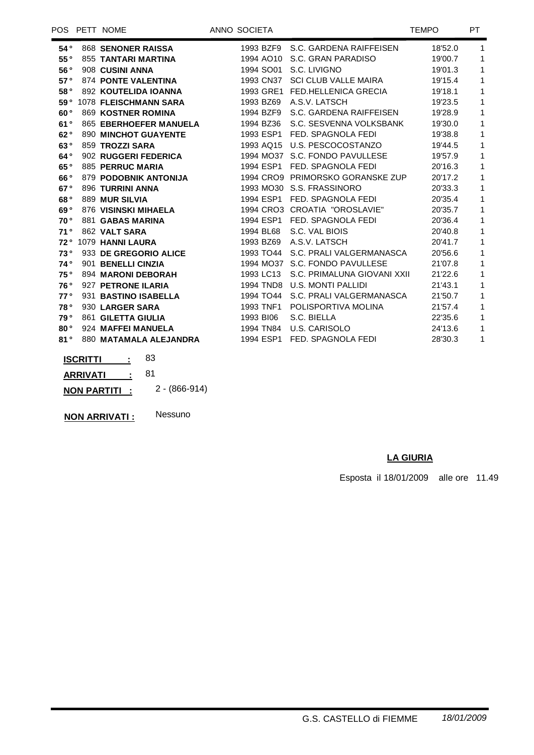| POS | PETT | NOME | ANNO | SOCIETA | | TEMPO | PT |
|---|---|---|---|---|---|---|---|
| 54° | 868 | **SENONER RAISSA** | 1993 | BZF9 | S.C. GARDENA RAIFFEISEN | 18'52.0 | 1 |
| 55° | 855 | **TANTARI MARTINA** | 1994 | AO10 | S.C. GRAN PARADISO | 19'00.7 | 1 |
| 56° | 908 | **CUSINI ANNA** | 1994 | SO01 | S.C. LIVIGNO | 19'01.3 | 1 |
| 57° | 874 | **PONTE VALENTINA** | 1993 | CN37 | SCI CLUB VALLE MAIRA | 19'15.4 | 1 |
| 58° | 892 | **KOUTELIDA IOANNA** | 1993 | GRE1 | FED.HELLENICA GRECIA | 19'18.1 | 1 |
| 59° | 1078 | **FLEISCHMANN SARA** | 1993 | BZ69 | A.S.V. LATSCH | 19'23.5 | 1 |
| 60° | 869 | **KOSTNER ROMINA** | 1994 | BZF9 | S.C. GARDENA RAIFFEISEN | 19'28.9 | 1 |
| 61° | 865 | **EBERHOEFER MANUELA** | 1994 | BZ36 | S.C. SESVENNA VOLKSBANK | 19'30.0 | 1 |
| 62° | 890 | **MINCHOT GUAYENTE** | 1993 | ESP1 | FED. SPAGNOLA FEDI | 19'38.8 | 1 |
| 63° | 859 | **TROZZI SARA** | 1993 | AQ15 | U.S. PESCOCOSTANZO | 19'44.5 | 1 |
| 64° | 902 | **RUGGERI FEDERICA** | 1994 | MO37 | S.C. FONDO PAVULLESE | 19'57.9 | 1 |
| 65° | 885 | **PERRUC MARIA** | 1994 | ESP1 | FED. SPAGNOLA FEDI | 20'16.3 | 1 |
| 66° | 879 | **PODOBNIK ANTONIJA** | 1994 | CRO9 | PRIMORSKO GORANSKE ZUP | 20'17.2 | 1 |
| 67° | 896 | **TURRINI ANNA** | 1993 | MO30 | S.S. FRASSINORO | 20'33.3 | 1 |
| 68° | 889 | **MUR SILVIA** | 1994 | ESP1 | FED. SPAGNOLA FEDI | 20'35.4 | 1 |
| 69° | 876 | **VISINSKI MIHAELA** | 1994 | CRO3 | CROATIA "OROSLAVIE" | 20'35.7 | 1 |
| 70° | 881 | **GABAS MARINA** | 1994 | ESP1 | FED. SPAGNOLA FEDI | 20'36.4 | 1 |
| 71° | 862 | **VALT SARA** | 1994 | BL68 | S.C. VAL BIOIS | 20'40.8 | 1 |
| 72° | 1079 | **HANNI LAURA** | 1993 | BZ69 | A.S.V. LATSCH | 20'41.7 | 1 |
| 73° | 933 | **DE GREGORIO ALICE** | 1993 | TO44 | S.C. PRALI VALGERMANASCA | 20'56.6 | 1 |
| 74° | 901 | **BENELLI CINZIA** | 1994 | MO37 | S.C. FONDO PAVULLESE | 21'07.8 | 1 |
| 75° | 894 | **MARONI DEBORAH** | 1993 | LC13 | S.C. PRIMALUNA GIOVANI XXII | 21'22.6 | 1 |
| 76° | 927 | **PETRONE ILARIA** | 1994 | TND8 | U.S. MONTI PALLIDI | 21'43.1 | 1 |
| 77° | 931 | **BASTINO ISABELLA** | 1994 | TO44 | S.C. PRALI VALGERMANASCA | 21'50.7 | 1 |
| 78° | 930 | **LARGER SARA** | 1993 | TNF1 | POLISPORTIVA MOLINA | 21'57.4 | 1 |
| 79° | 861 | **GILETTA GIULIA** | 1993 | BI06 | S.C. BIELLA | 22'35.6 | 1 |
| 80° | 924 | **MAFFEI MANUELA** | 1994 | TN84 | U.S. CARISOLO | 24'13.6 | 1 |
| 81° | 880 | **MATAMALA ALEJANDRA** | 1994 | ESP1 | FED. SPAGNOLA FEDI | 28'30.3 | 1 |

**ISCRITTI :** 83

**ARRIVATI :** 81

**NON PARTITI :** 2 - (866-914)

**NON ARRIVATI :** Nessuno

**LA GIURIA**

Esposta il 18/01/2009 alle ore 11.49